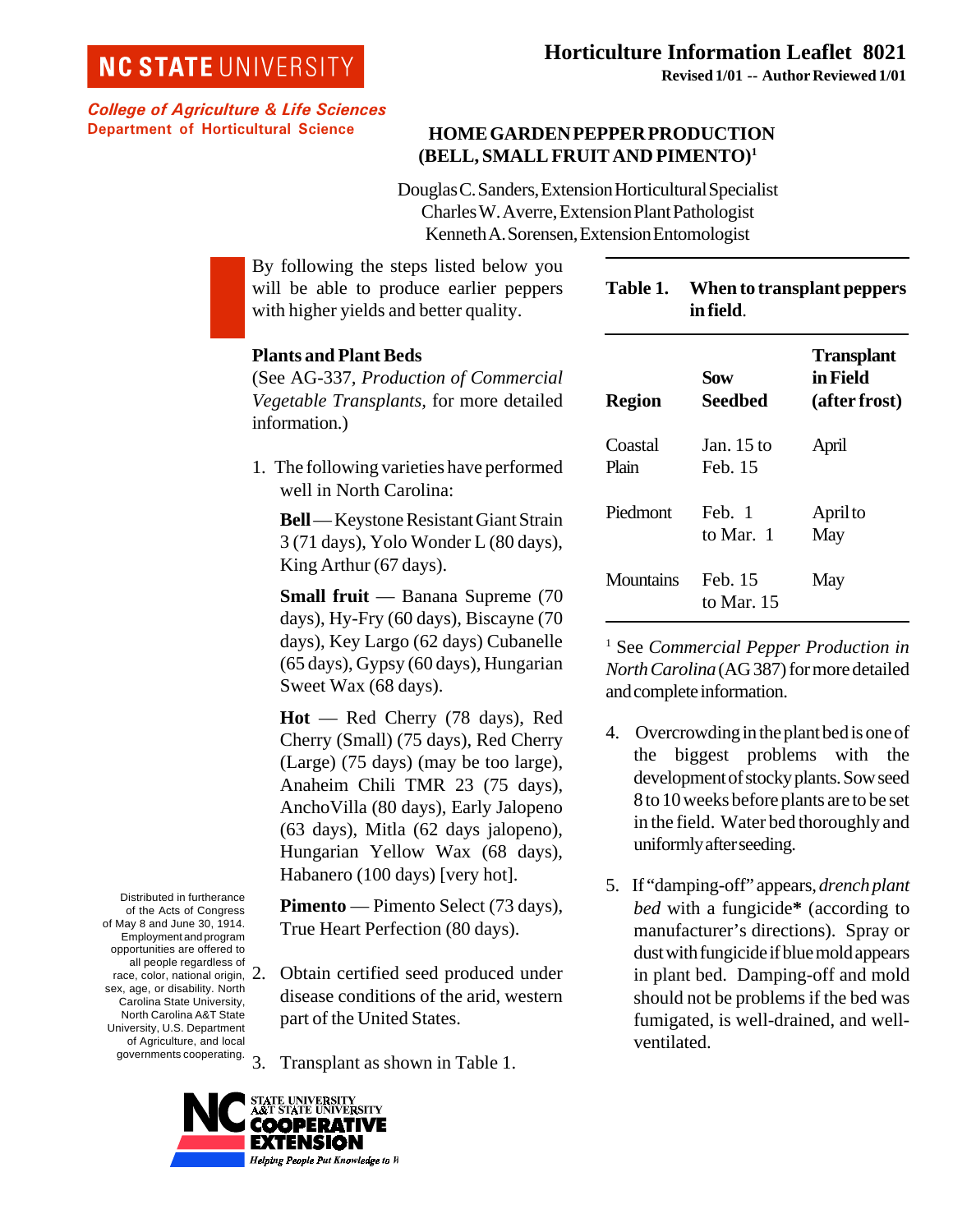NC STATE UNIVERSITY

*College of Agriculture & Life Sciences*
**Department of Horticultural Science**

**Horticulture Information Leaflet 8021**
**Revised 1/01 -- Author Reviewed 1/01**

# HOME GARDEN PEPPER PRODUCTION (BELL, SMALL FRUIT AND PIMENTO)[1]

Douglas C. Sanders, Extension Horticultural Specialist
Charles W. Averre, Extension Plant Pathologist
Kenneth A. Sorensen, Extension Entomologist

By following the steps listed below you will be able to produce earlier peppers with higher yields and better quality.

## Plants and Plant Beds

(See AG-337, *Production of Commercial Vegetable Transplants,* for more detailed information.)

1. The following varieties have performed well in North Carolina:

   **Bell** — Keystone Resistant Giant Strain 3 (71 days), Yolo Wonder L (80 days), King Arthur (67 days).

   **Small fruit** — Banana Supreme (70 days), Hy-Fry (60 days), Biscayne (70 days), Key Largo (62 days) Cubanelle (65 days), Gypsy (60 days), Hungarian Sweet Wax (68 days).

   **Hot** — Red Cherry (78 days), Red Cherry (Small) (75 days), Red Cherry (Large) (75 days) (may be too large), Anaheim Chili TMR 23 (75 days), AnchoVilla (80 days), Early Jalopeno (63 days), Mitla (62 days jalopeno), Hungarian Yellow Wax (68 days), Habanero (100 days) [very hot].

   **Pimento** — Pimento Select (73 days), True Heart Perfection (80 days).

2. Obtain certified seed produced under disease conditions of the arid, western part of the United States.

3. Transplant as shown in Table 1.

**Table 1. When to transplant peppers in field.**

| Region | Sow Seedbed | Transplant in Field (after frost) |
|---|---|---|
| Coastal Plain | Jan. 15 to Feb. 15 | April |
| Piedmont | Feb. 1 to Mar. 1 | April to May |
| Mountains | Feb. 15 to Mar. 15 | May |

[1] See *Commercial Pepper Production in North Carolina* (AG 387) for more detailed and complete information.

4. Overcrowding in the plant bed is one of the biggest problems with the development of stocky plants. Sow seed 8 to 10 weeks before plants are to be set in the field. Water bed thoroughly and uniformly after seeding.

5. If "damping-off" appears, *drench plant bed* with a fungicide**\*** (according to manufacturer's directions). Spray or dust with fungicide if blue mold appears in plant bed. Damping-off and mold should not be problems if the bed was fumigated, is well-drained, and well-ventilated.

Distributed in furtherance of the Acts of Congress of May 8 and June 30, 1914. Employment and program opportunities are offered to all people regardless of race, color, national origin, sex, age, or disability. North Carolina State University, North Carolina A&T State University, U.S. Department of Agriculture, and local governments cooperating.

NC STATE UNIVERSITY A&T STATE UNIVERSITY COOPERATIVE EXTENSION — Helping People Put Knowledge to Work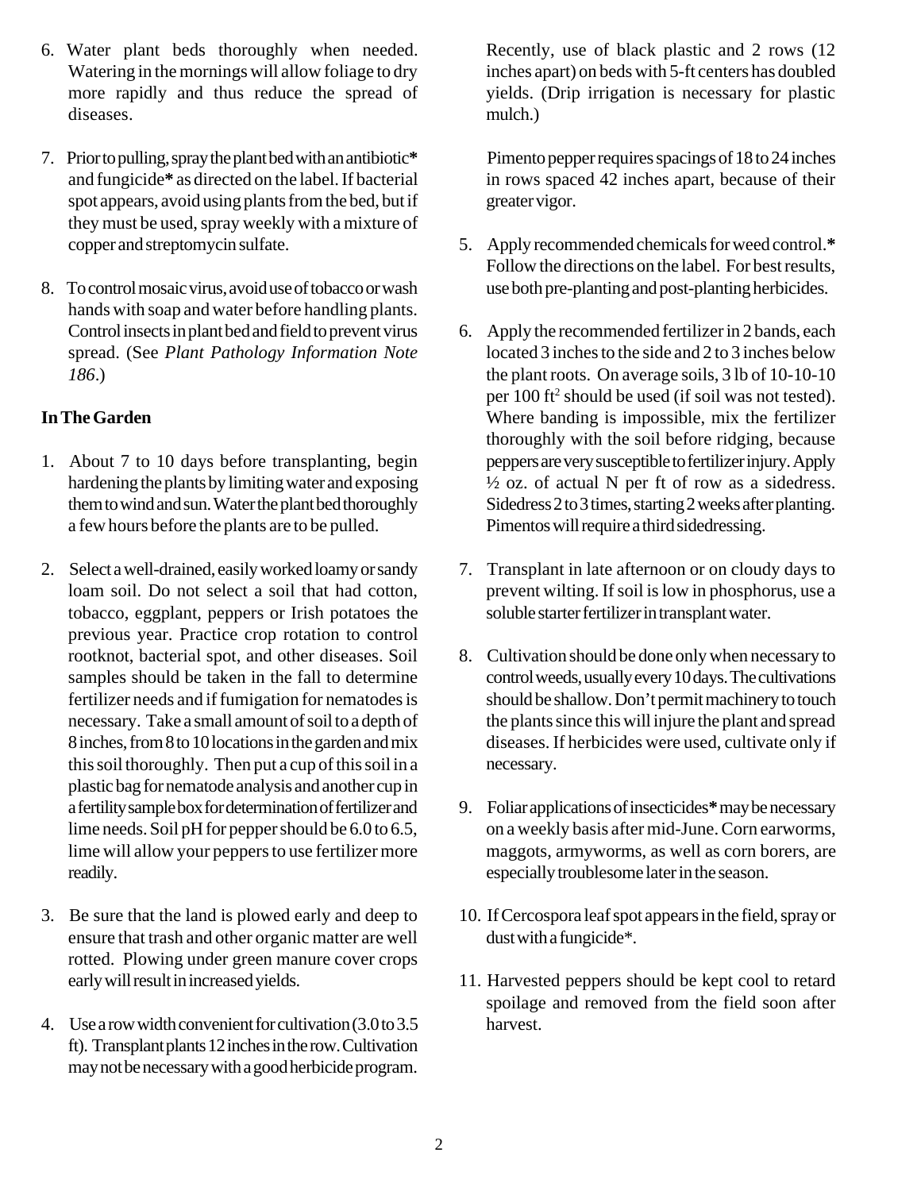6. Water plant beds thoroughly when needed. Watering in the mornings will allow foliage to dry more rapidly and thus reduce the spread of diseases.

7. Prior to pulling, spray the plant bed with an antibiotic* and fungicide* as directed on the label. If bacterial spot appears, avoid using plants from the bed, but if they must be used, spray weekly with a mixture of copper and streptomycin sulfate.

8. To control mosaic virus, avoid use of tobacco or wash hands with soap and water before handling plants. Control insects in plant bed and field to prevent virus spread. (See *Plant Pathology Information Note 186*.)

**In The Garden**

1. About 7 to 10 days before transplanting, begin hardening the plants by limiting water and exposing them to wind and sun. Water the plant bed thoroughly a few hours before the plants are to be pulled.

2. Select a well-drained, easily worked loamy or sandy loam soil. Do not select a soil that had cotton, tobacco, eggplant, peppers or Irish potatoes the previous year. Practice crop rotation to control rootknot, bacterial spot, and other diseases. Soil samples should be taken in the fall to determine fertilizer needs and if fumigation for nematodes is necessary. Take a small amount of soil to a depth of 8 inches, from 8 to 10 locations in the garden and mix this soil thoroughly. Then put a cup of this soil in a plastic bag for nematode analysis and another cup in a fertility sample box for determination of fertilizer and lime needs. Soil pH for pepper should be 6.0 to 6.5, lime will allow your peppers to use fertilizer more readily.

3. Be sure that the land is plowed early and deep to ensure that trash and other organic matter are well rotted. Plowing under green manure cover crops early will result in increased yields.

4. Use a row width convenient for cultivation (3.0 to 3.5 ft). Transplant plants 12 inches in the row. Cultivation may not be necessary with a good herbicide program.

   Recently, use of black plastic and 2 rows (12 inches apart) on beds with 5-ft centers has doubled yields. (Drip irrigation is necessary for plastic mulch.)

   Pimento pepper requires spacings of 18 to 24 inches in rows spaced 42 inches apart, because of their greater vigor.

5. Apply recommended chemicals for weed control.* Follow the directions on the label. For best results, use both pre-planting and post-planting herbicides.

6. Apply the recommended fertilizer in 2 bands, each located 3 inches to the side and 2 to 3 inches below the plant roots. On average soils, 3 lb of 10-10-10 per 100 $ft^2$ should be used (if soil was not tested). Where banding is impossible, mix the fertilizer thoroughly with the soil before ridging, because peppers are very susceptible to fertilizer injury. Apply ½ oz. of actual N per ft of row as a sidedress. Sidedress 2 to 3 times, starting 2 weeks after planting. Pimentos will require a third sidedressing.

7. Transplant in late afternoon or on cloudy days to prevent wilting. If soil is low in phosphorus, use a soluble starter fertilizer in transplant water.

8. Cultivation should be done only when necessary to control weeds, usually every 10 days. The cultivations should be shallow. Don't permit machinery to touch the plants since this will injure the plant and spread diseases. If herbicides were used, cultivate only if necessary.

9. Foliar applications of insecticides* may be necessary on a weekly basis after mid-June. Corn earworms, maggots, armyworms, as well as corn borers, are especially troublesome later in the season.

10. If Cercospora leaf spot appears in the field, spray or dust with a fungicide*.

11. Harvested peppers should be kept cool to retard spoilage and removed from the field soon after harvest.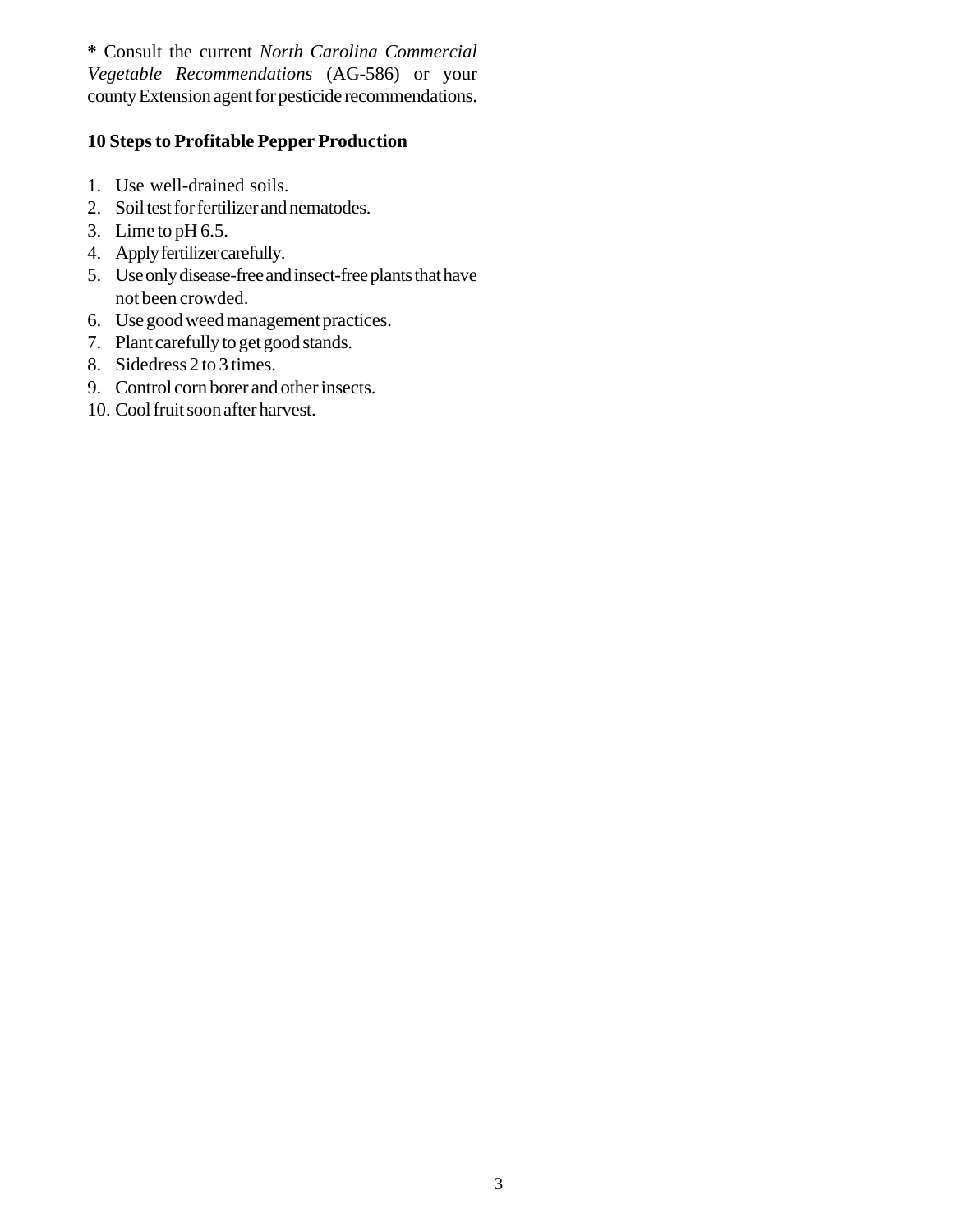**\*** Consult the current *North Carolina Commercial Vegetable Recommendations* (AG-586) or your county Extension agent for pesticide recommendations.

**10 Steps to Profitable Pepper Production**

1. Use well-drained soils.
2. Soil test for fertilizer and nematodes.
3. Lime to pH 6.5.
4. Apply fertilizer carefully.
5. Use only disease-free and insect-free plants that have not been crowded.
6. Use good weed management practices.
7. Plant carefully to get good stands.
8. Sidedress 2 to 3 times.
9. Control corn borer and other insects.
10. Cool fruit soon after harvest.